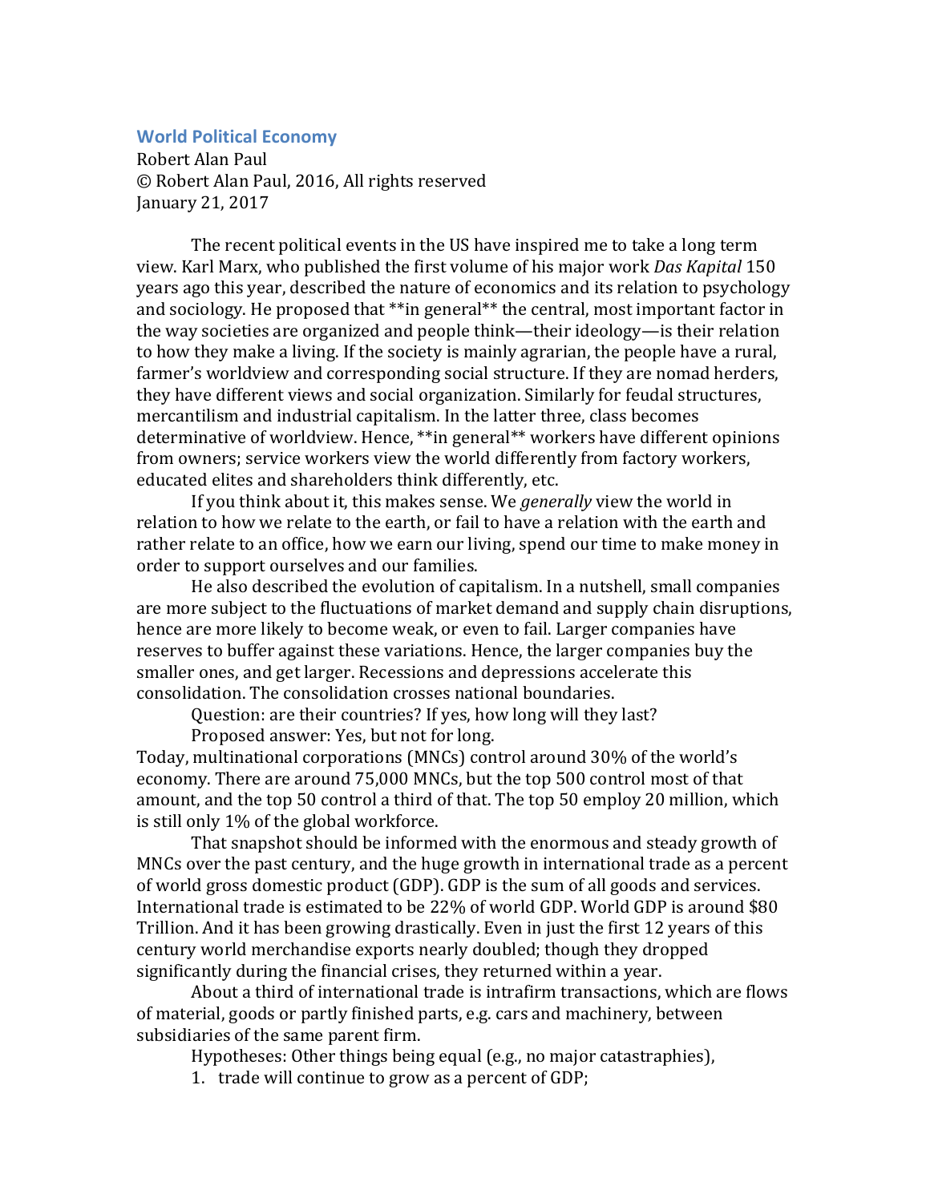## World Political Economy

Robert Alan Paul
© Robert Alan Paul, 2016, All rights reserved
January 21, 2017

The recent political events in the US have inspired me to take a long term view. Karl Marx, who published the first volume of his major work *Das Kapital* 150 years ago this year, described the nature of economics and its relation to psychology and sociology. He proposed that **in general** the central, most important factor in the way societies are organized and people think—their ideology—is their relation to how they make a living. If the society is mainly agrarian, the people have a rural, farmer's worldview and corresponding social structure. If they are nomad herders, they have different views and social organization. Similarly for feudal structures, mercantilism and industrial capitalism. In the latter three, class becomes determinative of worldview. Hence, **in general** workers have different opinions from owners; service workers view the world differently from factory workers, educated elites and shareholders think differently, etc.

If you think about it, this makes sense. We *generally* view the world in relation to how we relate to the earth, or fail to have a relation with the earth and rather relate to an office, how we earn our living, spend our time to make money in order to support ourselves and our families.

He also described the evolution of capitalism. In a nutshell, small companies are more subject to the fluctuations of market demand and supply chain disruptions, hence are more likely to become weak, or even to fail. Larger companies have reserves to buffer against these variations. Hence, the larger companies buy the smaller ones, and get larger. Recessions and depressions accelerate this consolidation. The consolidation crosses national boundaries.

Question: are their countries? If yes, how long will they last?

Proposed answer: Yes, but not for long.

Today, multinational corporations (MNCs) control around 30% of the world's economy. There are around 75,000 MNCs, but the top 500 control most of that amount, and the top 50 control a third of that. The top 50 employ 20 million, which is still only 1% of the global workforce.

That snapshot should be informed with the enormous and steady growth of MNCs over the past century, and the huge growth in international trade as a percent of world gross domestic product (GDP). GDP is the sum of all goods and services. International trade is estimated to be 22% of world GDP. World GDP is around $80 Trillion. And it has been growing drastically. Even in just the first 12 years of this century world merchandise exports nearly doubled; though they dropped significantly during the financial crises, they returned within a year.

About a third of international trade is intrafirm transactions, which are flows of material, goods or partly finished parts, e.g. cars and machinery, between subsidiaries of the same parent firm.

Hypotheses: Other things being equal (e.g., no major catastrophies),

1. trade will continue to grow as a percent of GDP;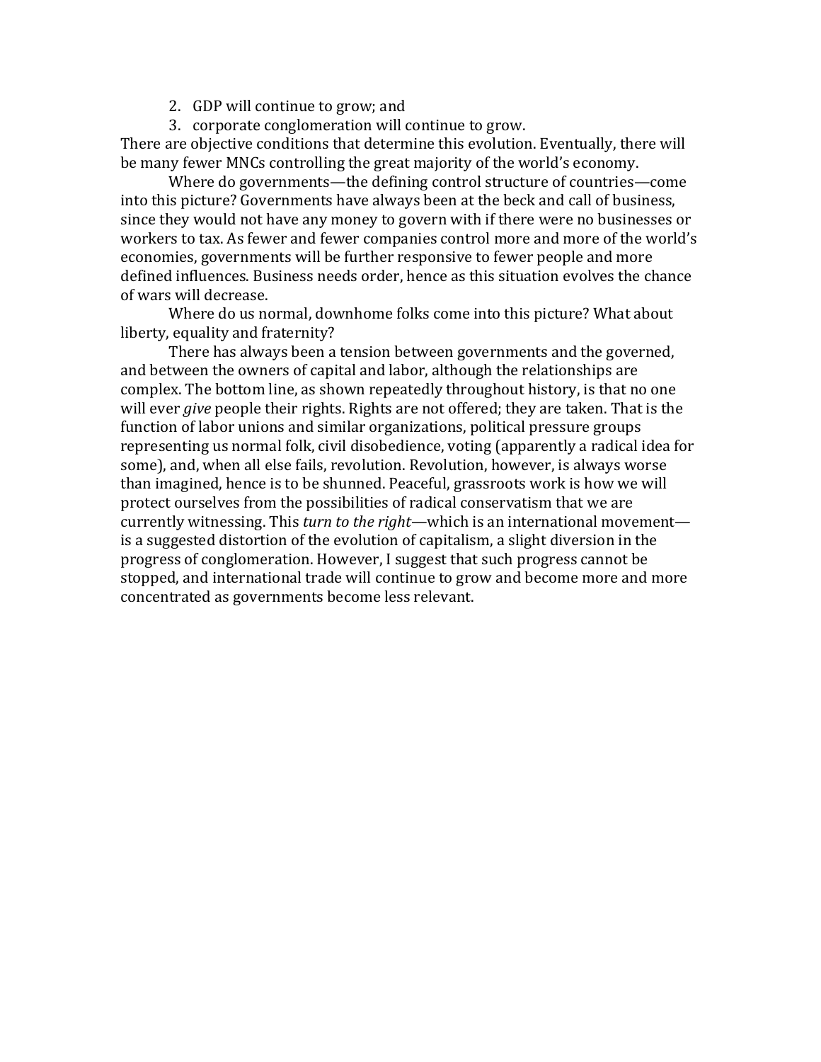2. GDP will continue to grow; and
3. corporate conglomeration will continue to grow.

There are objective conditions that determine this evolution. Eventually, there will be many fewer MNCs controlling the great majority of the world's economy.

Where do governments—the defining control structure of countries—come into this picture? Governments have always been at the beck and call of business, since they would not have any money to govern with if there were no businesses or workers to tax. As fewer and fewer companies control more and more of the world's economies, governments will be further responsive to fewer people and more defined influences. Business needs order, hence as this situation evolves the chance of wars will decrease.

Where do us normal, downhome folks come into this picture? What about liberty, equality and fraternity?

There has always been a tension between governments and the governed, and between the owners of capital and labor, although the relationships are complex. The bottom line, as shown repeatedly throughout history, is that no one will ever *give* people their rights. Rights are not offered; they are taken. That is the function of labor unions and similar organizations, political pressure groups representing us normal folk, civil disobedience, voting (apparently a radical idea for some), and, when all else fails, revolution. Revolution, however, is always worse than imagined, hence is to be shunned. Peaceful, grassroots work is how we will protect ourselves from the possibilities of radical conservatism that we are currently witnessing. This *turn to the right*—which is an international movement—is a suggested distortion of the evolution of capitalism, a slight diversion in the progress of conglomeration. However, I suggest that such progress cannot be stopped, and international trade will continue to grow and become more and more concentrated as governments become less relevant.